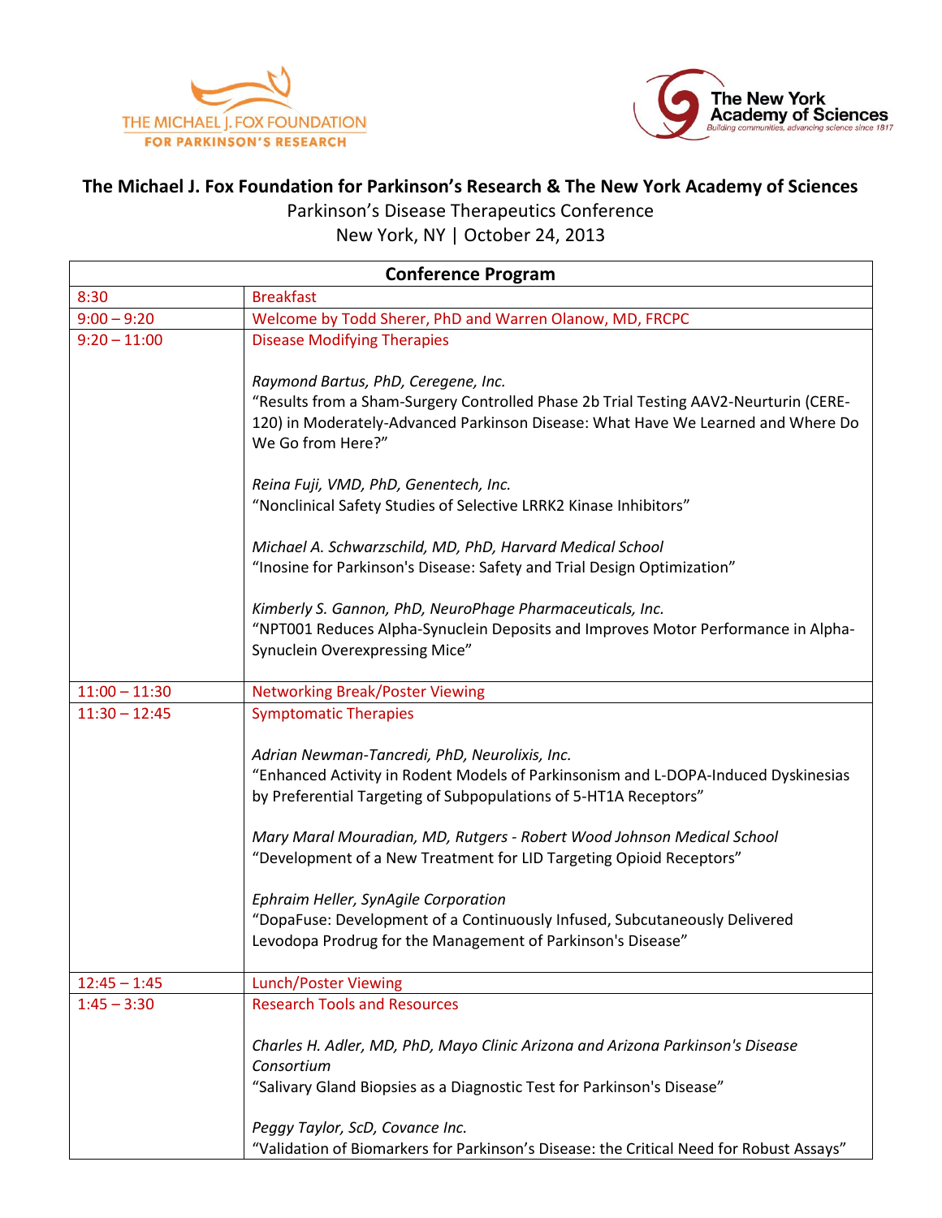THE MICHAEL J. FOX FOUNDATION FOR PARKINSON'S RESEARCH

The New York Academy of Sciences
Building communities, advancing science since 1817

# The Michael J. Fox Foundation for Parkinson's Research & The New York Academy of Sciences

Parkinson's Disease Therapeutics Conference
New York, NY | October 24, 2013

| Conference Program | |
|---|---|
| 8:30 | Breakfast |
| 9:00 – 9:20 | Welcome by Todd Sherer, PhD and Warren Olanow, MD, FRCPC |
| 9:20 – 11:00 | Disease Modifying Therapies<br><br>*Raymond Bartus, PhD, Ceregene, Inc.*<br>"Results from a Sham-Surgery Controlled Phase 2b Trial Testing AAV2-Neurturin (CERE-120) in Moderately-Advanced Parkinson Disease: What Have We Learned and Where Do We Go from Here?"<br><br>*Reina Fuji, VMD, PhD, Genentech, Inc.*<br>"Nonclinical Safety Studies of Selective LRRK2 Kinase Inhibitors"<br><br>*Michael A. Schwarzschild, MD, PhD, Harvard Medical School*<br>"Inosine for Parkinson's Disease: Safety and Trial Design Optimization"<br><br>*Kimberly S. Gannon, PhD, NeuroPhage Pharmaceuticals, Inc.*<br>"NPT001 Reduces Alpha-Synuclein Deposits and Improves Motor Performance in Alpha-Synuclein Overexpressing Mice" |
| 11:00 – 11:30 | Networking Break/Poster Viewing |
| 11:30 – 12:45 | Symptomatic Therapies<br><br>*Adrian Newman-Tancredi, PhD, Neurolixis, Inc.*<br>"Enhanced Activity in Rodent Models of Parkinsonism and L-DOPA-Induced Dyskinesias by Preferential Targeting of Subpopulations of 5-HT1A Receptors"<br><br>*Mary Maral Mouradian, MD, Rutgers - Robert Wood Johnson Medical School*<br>"Development of a New Treatment for LID Targeting Opioid Receptors"<br><br>*Ephraim Heller, SynAgile Corporation*<br>"DopaFuse: Development of a Continuously Infused, Subcutaneously Delivered Levodopa Prodrug for the Management of Parkinson's Disease" |
| 12:45 – 1:45 | Lunch/Poster Viewing |
| 1:45 – 3:30 | Research Tools and Resources<br><br>*Charles H. Adler, MD, PhD, Mayo Clinic Arizona and Arizona Parkinson's Disease Consortium*<br>"Salivary Gland Biopsies as a Diagnostic Test for Parkinson's Disease"<br><br>*Peggy Taylor, ScD, Covance Inc.*<br>"Validation of Biomarkers for Parkinson's Disease: the Critical Need for Robust Assays" |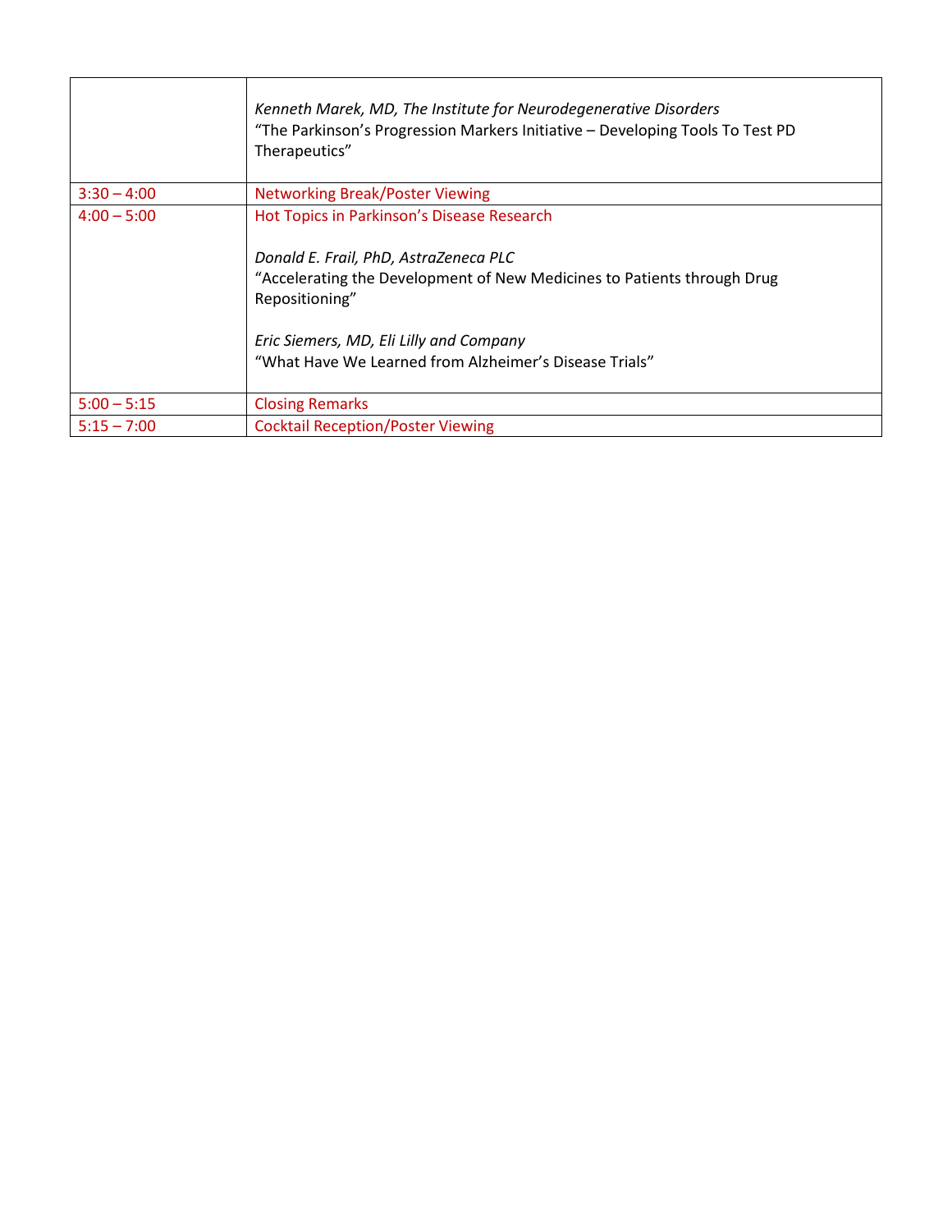| | |
|---|---|
| | *Kenneth Marek, MD, The Institute for Neurodegenerative Disorders*<br>“The Parkinson’s Progression Markers Initiative – Developing Tools To Test PD Therapeutics” |
| 3:30 – 4:00 | Networking Break/Poster Viewing |
| 4:00 – 5:00 | Hot Topics in Parkinson’s Disease Research<br><br>*Donald E. Frail, PhD, AstraZeneca PLC*<br>“Accelerating the Development of New Medicines to Patients through Drug Repositioning”<br><br>*Eric Siemers, MD, Eli Lilly and Company*<br>“What Have We Learned from Alzheimer’s Disease Trials” |
| 5:00 – 5:15 | Closing Remarks |
| 5:15 – 7:00 | Cocktail Reception/Poster Viewing |